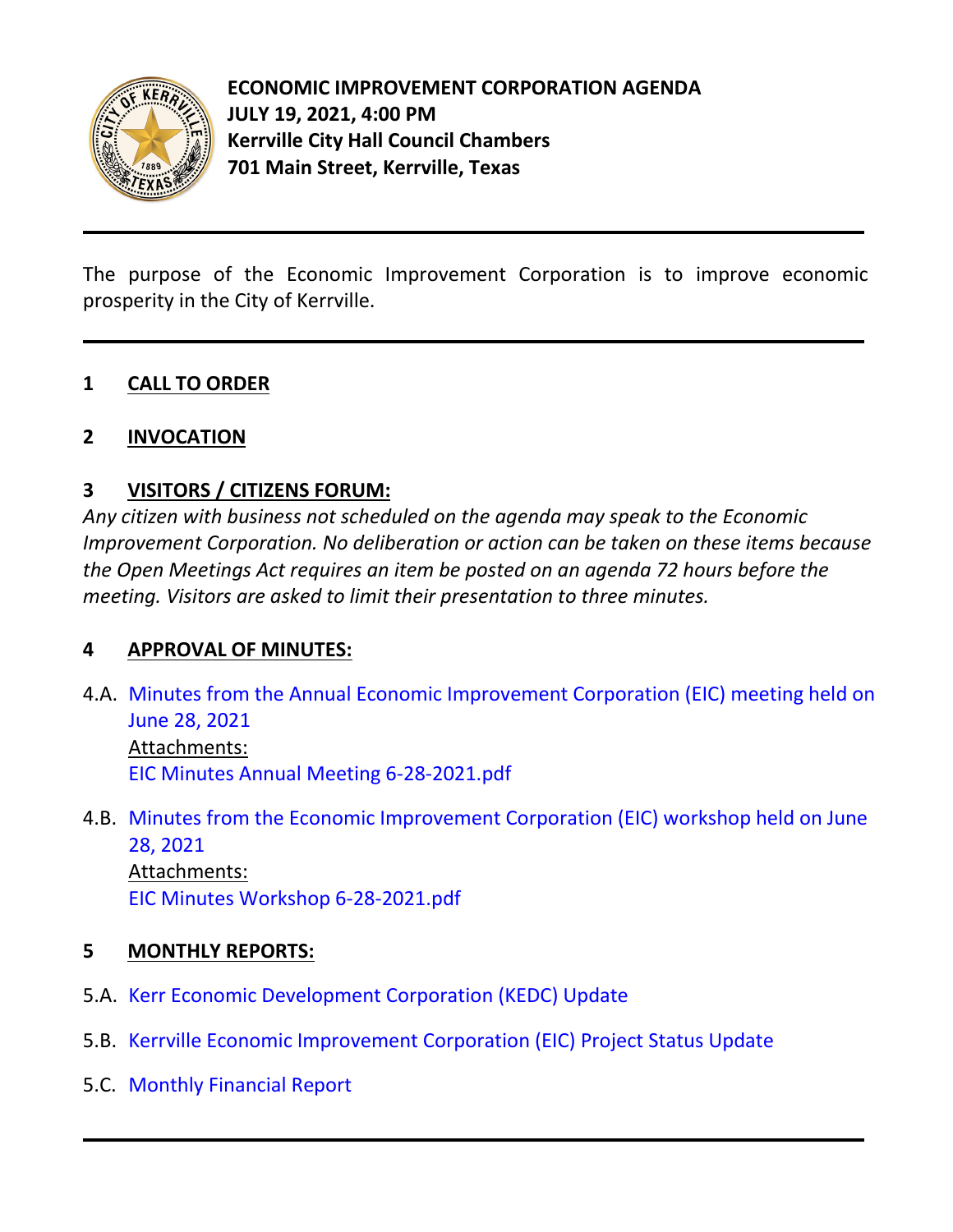**ECONOMIC IMPROVEMENT CORPORATION AGENDA**
**JULY 19, 2021, 4:00 PM**
**Kerrville City Hall Council Chambers**
**701 Main Street, Kerrville, Texas**

---

The purpose of the Economic Improvement Corporation is to improve economic prosperity in the City of Kerrville.

---

## 1 CALL TO ORDER

## 2 INVOCATION

## 3 VISITORS / CITIZENS FORUM:

*Any citizen with business not scheduled on the agenda may speak to the Economic Improvement Corporation. No deliberation or action can be taken on these items because the Open Meetings Act requires an item be posted on an agenda 72 hours before the meeting. Visitors are asked to limit their presentation to three minutes.*

## 4 APPROVAL OF MINUTES:

4.A. Minutes from the Annual Economic Improvement Corporation (EIC) meeting held on June 28, 2021
Attachments:
EIC Minutes Annual Meeting 6-28-2021.pdf

4.B. Minutes from the Economic Improvement Corporation (EIC) workshop held on June 28, 2021
Attachments:
EIC Minutes Workshop 6-28-2021.pdf

## 5 MONTHLY REPORTS:

5.A. Kerr Economic Development Corporation (KEDC) Update

5.B. Kerrville Economic Improvement Corporation (EIC) Project Status Update

5.C. Monthly Financial Report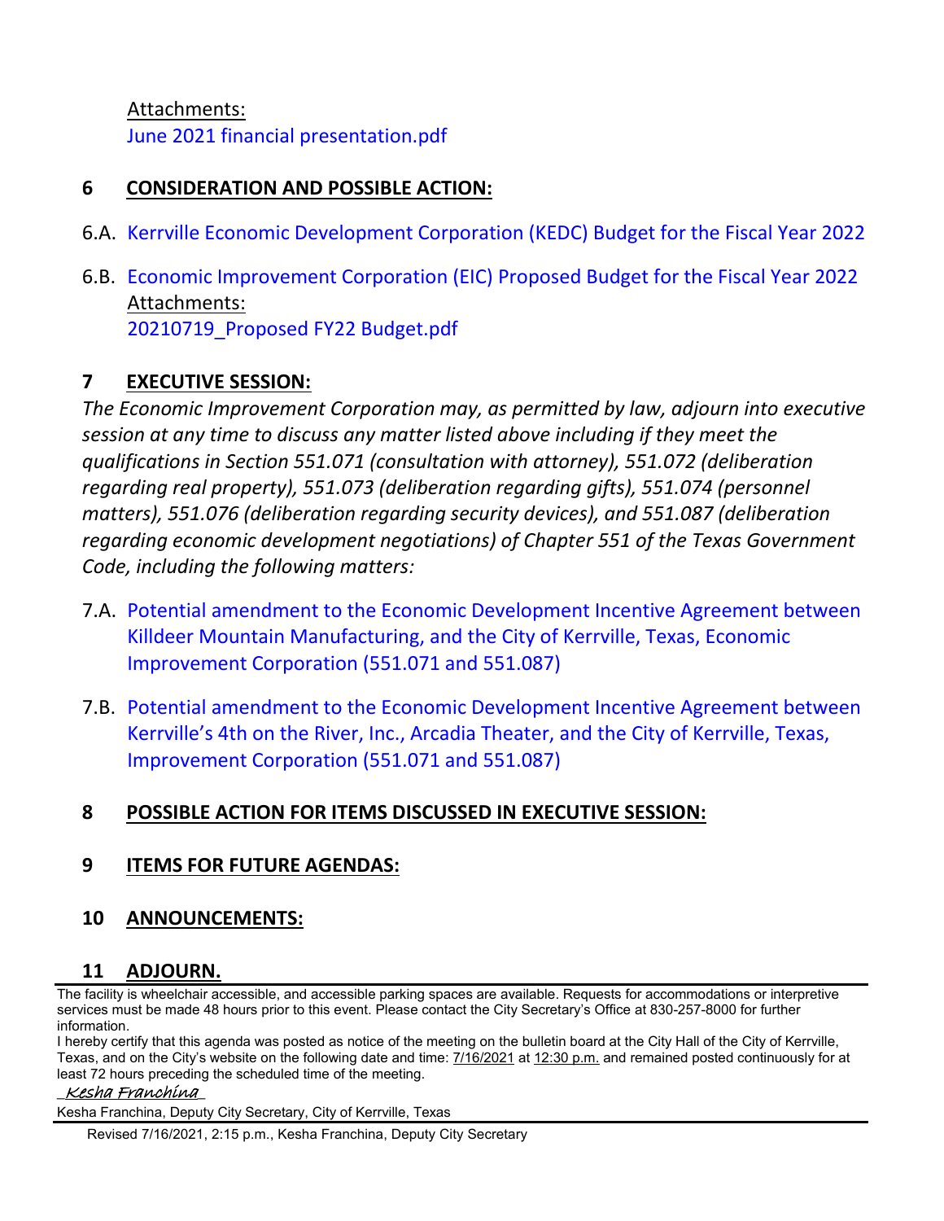Attachments:
June 2021 financial presentation.pdf

## 6 CONSIDERATION AND POSSIBLE ACTION:

6.A. Kerrville Economic Development Corporation (KEDC) Budget for the Fiscal Year 2022

6.B. Economic Improvement Corporation (EIC) Proposed Budget for the Fiscal Year 2022
Attachments:
20210719_Proposed FY22 Budget.pdf

## 7 EXECUTIVE SESSION:

*The Economic Improvement Corporation may, as permitted by law, adjourn into executive session at any time to discuss any matter listed above including if they meet the qualifications in Section 551.071 (consultation with attorney), 551.072 (deliberation regarding real property), 551.073 (deliberation regarding gifts), 551.074 (personnel matters), 551.076 (deliberation regarding security devices), and 551.087 (deliberation regarding economic development negotiations) of Chapter 551 of the Texas Government Code, including the following matters:*

7.A. Potential amendment to the Economic Development Incentive Agreement between Killdeer Mountain Manufacturing, and the City of Kerrville, Texas, Economic Improvement Corporation (551.071 and 551.087)

7.B. Potential amendment to the Economic Development Incentive Agreement between Kerrville's 4th on the River, Inc., Arcadia Theater, and the City of Kerrville, Texas, Improvement Corporation (551.071 and 551.087)

## 8 POSSIBLE ACTION FOR ITEMS DISCUSSED IN EXECUTIVE SESSION:

## 9 ITEMS FOR FUTURE AGENDAS:

## 10 ANNOUNCEMENTS:

## 11 ADJOURN.

The facility is wheelchair accessible, and accessible parking spaces are available. Requests for accommodations or interpretive services must be made 48 hours prior to this event. Please contact the City Secretary's Office at 830-257-8000 for further information.

I hereby certify that this agenda was posted as notice of the meeting on the bulletin board at the City Hall of the City of Kerrville, Texas, and on the City's website on the following date and time: 7/16/2021 at 12:30 p.m. and remained posted continuously for at least 72 hours preceding the scheduled time of the meeting.

_Kesha Franchina_

Kesha Franchina, Deputy City Secretary, City of Kerrville, Texas

Revised 7/16/2021, 2:15 p.m., Kesha Franchina, Deputy City Secretary